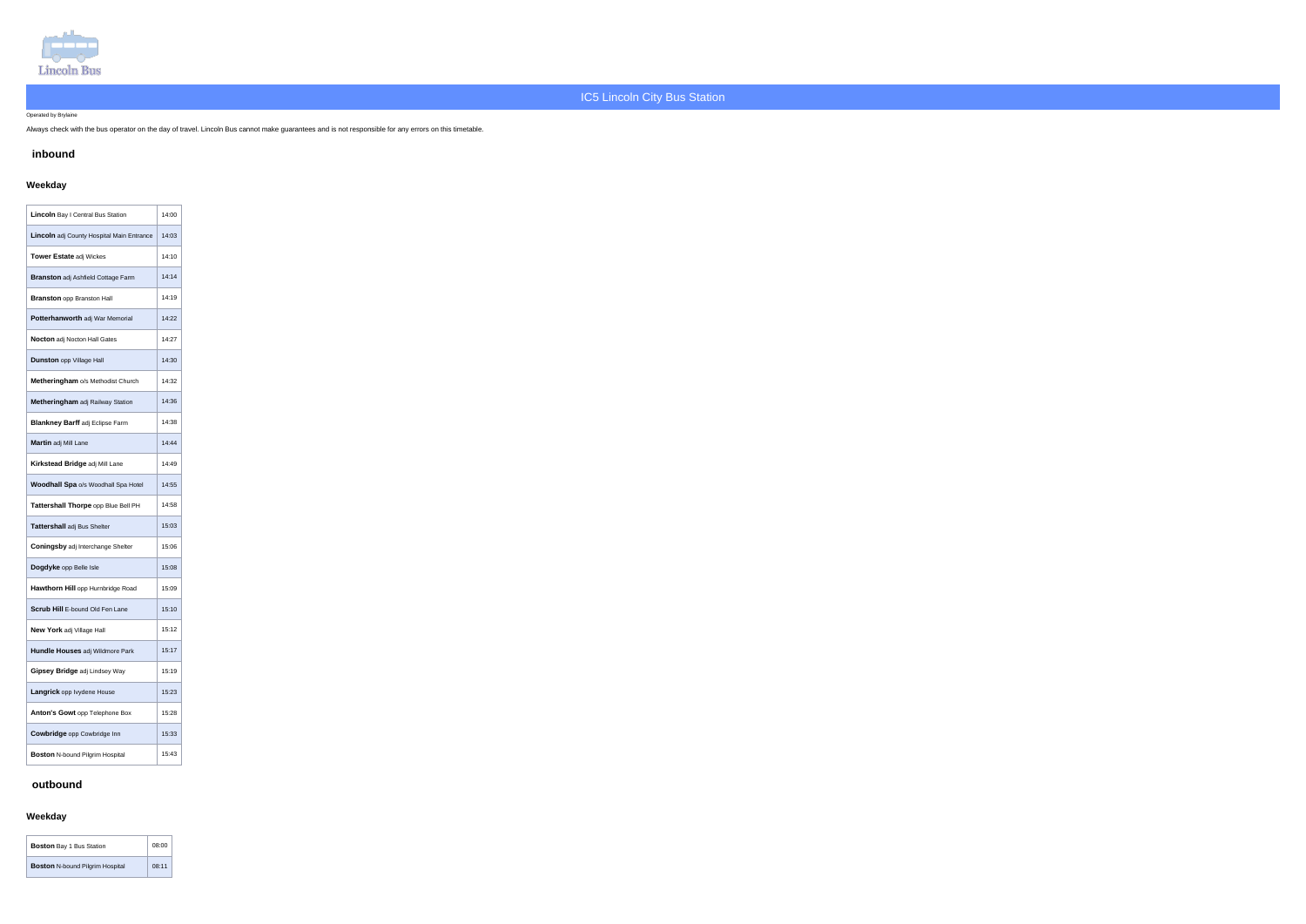Lincoln Bus

# IC5 Lincoln City Bus Station

Operated by Brylaine

Always check with the bus operator on the day of travel. Lincoln Bus cannot make guarantees and is not responsible for any errors on this timetable.

## inbound

### Weekday

| | |
|---|---|
| **Lincoln** Bay I Central Bus Station | 14:00 |
| **Lincoln** adj County Hospital Main Entrance | 14:03 |
| **Tower Estate** adj Wickes | 14:10 |
| **Branston** adj Ashfield Cottage Farm | 14:14 |
| **Branston** opp Branston Hall | 14:19 |
| **Potterhanworth** adj War Memorial | 14:22 |
| **Nocton** adj Nocton Hall Gates | 14:27 |
| **Dunston** opp Village Hall | 14:30 |
| **Metheringham** o/s Methodist Church | 14:32 |
| **Metheringham** adj Railway Station | 14:36 |
| **Blankney Barff** adj Eclipse Farm | 14:38 |
| **Martin** adj Mill Lane | 14:44 |
| **Kirkstead Bridge** adj Mill Lane | 14:49 |
| **Woodhall Spa** o/s Woodhall Spa Hotel | 14:55 |
| **Tattershall Thorpe** opp Blue Bell PH | 14:58 |
| **Tattershall** adj Bus Shelter | 15:03 |
| **Coningsby** adj Interchange Shelter | 15:06 |
| **Dogdyke** opp Belle Isle | 15:08 |
| **Hawthorn Hill** opp Hurnbridge Road | 15:09 |
| **Scrub Hill** E-bound Old Fen Lane | 15:10 |
| **New York** adj Village Hall | 15:12 |
| **Hundle Houses** adj Wildmore Park | 15:17 |
| **Gipsey Bridge** adj Lindsey Way | 15:19 |
| **Langrick** opp Ivydene House | 15:23 |
| **Anton's Gowt** opp Telephone Box | 15:28 |
| **Cowbridge** opp Cowbridge Inn | 15:33 |
| **Boston** N-bound Pilgrim Hospital | 15:43 |

## outbound

### Weekday

| | |
|---|---|
| **Boston** Bay 1 Bus Station | 08:00 |
| **Boston** N-bound Pilgrim Hospital | 08:11 |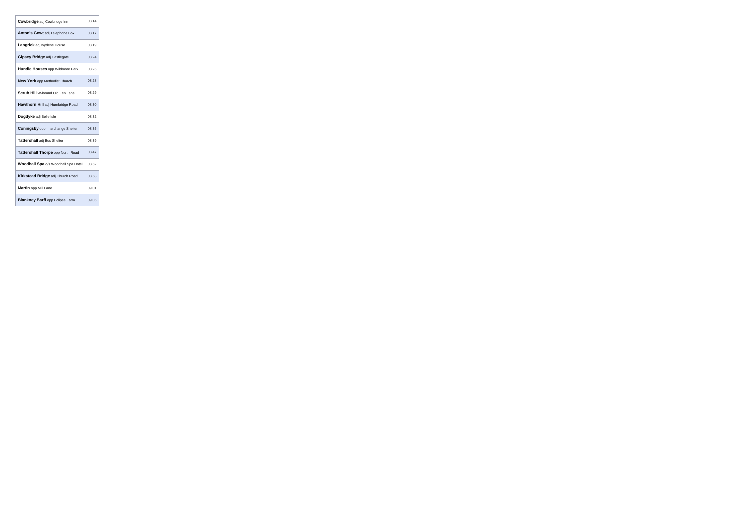| | |
|---|---|
| **Cowbridge** adj Cowbridge Inn | 08:14 |
| **Anton's Gowt** adj Telephone Box | 08:17 |
| **Langrick** adj Ivydene House | 08:19 |
| **Gipsey Bridge** adj Castlegate | 08:24 |
| **Hundle Houses** opp Wildmore Park | 08:26 |
| **New York** opp Methodist Church | 08:28 |
| **Scrub Hill** W-bound Old Fen Lane | 08:29 |
| **Hawthorn Hill** adj Humbridge Road | 08:30 |
| **Dogdyke** adj Belle Isle | 08:32 |
| **Coningsby** opp Interchange Shelter | 08:35 |
| **Tattershall** adj Bus Shelter | 08:39 |
| **Tattershall Thorpe** opp North Road | 08:47 |
| **Woodhall Spa** o/s Woodhall Spa Hotel | 08:52 |
| **Kirkstead Bridge** adj Church Road | 08:58 |
| **Martin** opp Mill Lane | 09:01 |
| **Blankney Barff** opp Eclipse Farm | 09:06 |